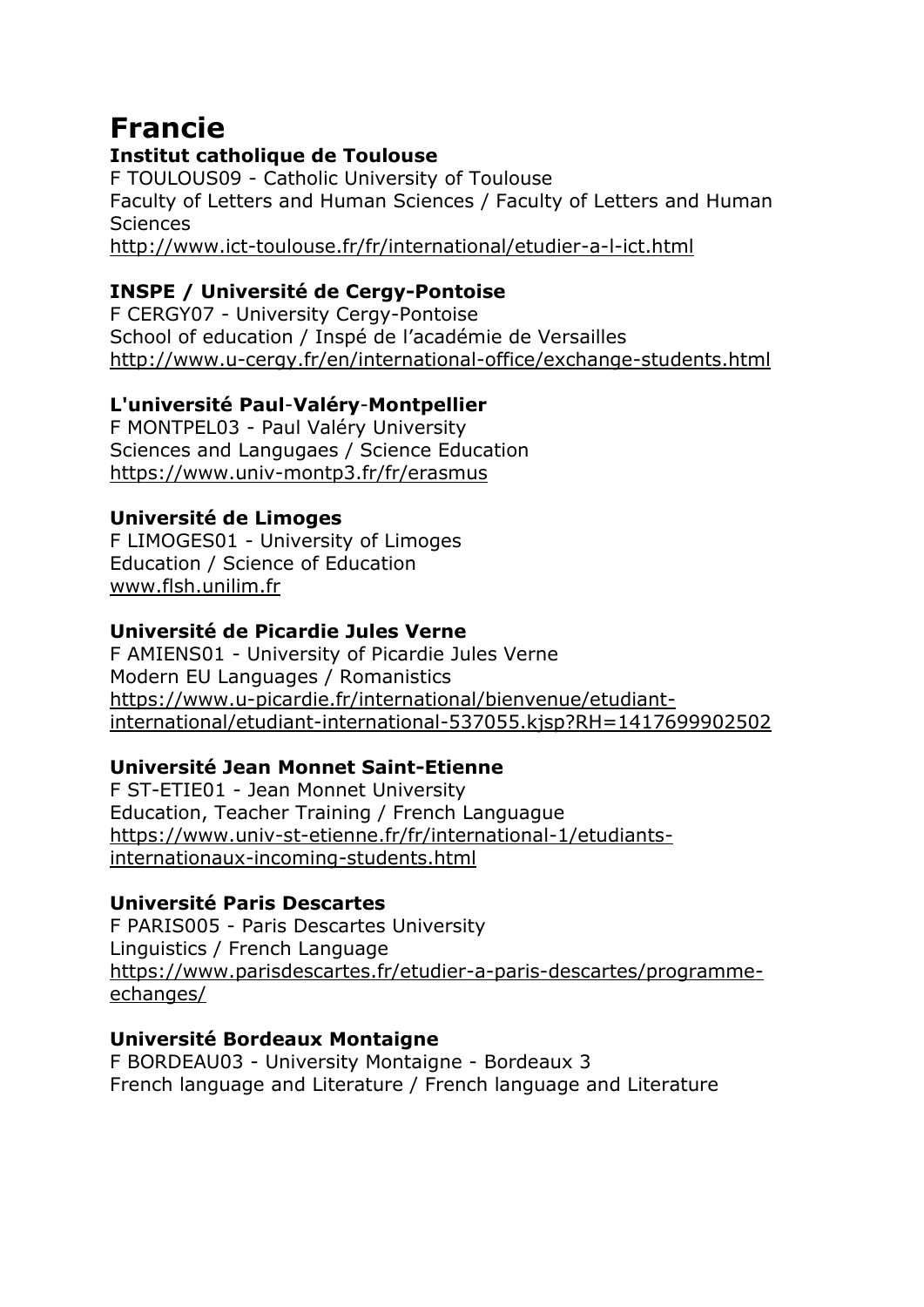# Francie

### Institut catholique de Toulouse

F TOULOUS09 - Catholic University of Toulouse
Faculty of Letters and Human Sciences / Faculty of Letters and Human Sciences
http://www.ict-toulouse.fr/fr/international/etudier-a-l-ict.html

### INSPE / Université de Cergy-Pontoise

F CERGY07 - University Cergy-Pontoise
School of education / Inspé de l'académie de Versailles
http://www.u-cergy.fr/en/international-office/exchange-students.html

### L'université Paul-Valéry-Montpellier

F MONTPEL03 - Paul Valéry University
Sciences and Langugaes / Science Education
https://www.univ-montp3.fr/fr/erasmus

### Université de Limoges

F LIMOGES01 - University of Limoges
Education / Science of Education
www.flsh.unilim.fr

### Université de Picardie Jules Verne

F AMIENS01 - University of Picardie Jules Verne
Modern EU Languages / Romanistics
https://www.u-picardie.fr/international/bienvenue/etudiant-international/etudiant-international-537055.kjsp?RH=1417699902502

### Université Jean Monnet Saint-Etienne

F ST-ETIE01 - Jean Monnet University
Education, Teacher Training / French Languague
https://www.univ-st-etienne.fr/fr/international-1/etudiants-internationaux-incoming-students.html

### Université Paris Descartes

F PARIS005 - Paris Descartes University
Linguistics / French Language
https://www.parisdescartes.fr/etudier-a-paris-descartes/programme-echanges/

### Université Bordeaux Montaigne

F BORDEAU03 - University Montaigne - Bordeaux 3
French language and Literature / French language and Literature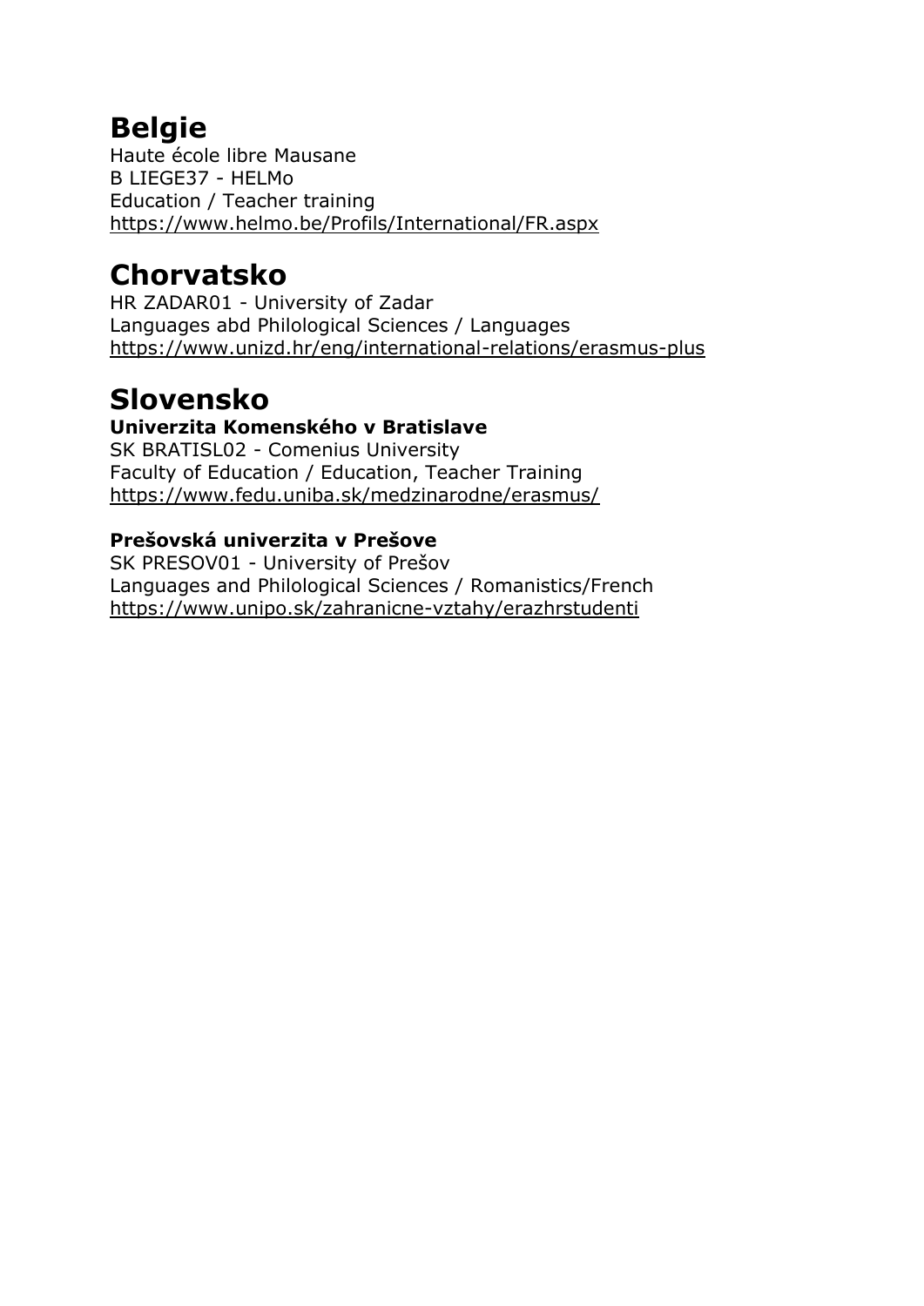# Belgie

Haute école libre Mausane
B LIEGE37 - HELMo
Education / Teacher training
https://www.helmo.be/Profils/International/FR.aspx

# Chorvatsko

HR ZADAR01 - University of Zadar
Languages abd Philological Sciences / Languages
https://www.unizd.hr/eng/international-relations/erasmus-plus

# Slovensko

**Univerzita Komenského v Bratislave**

SK BRATISL02 - Comenius University
Faculty of Education / Education, Teacher Training
https://www.fedu.uniba.sk/medzinarodne/erasmus/

**Prešovská univerzita v Prešove**

SK PRESOV01 - University of Prešov
Languages and Philological Sciences / Romanistics/French
https://www.unipo.sk/zahranicne-vztahy/erazhrstudenti